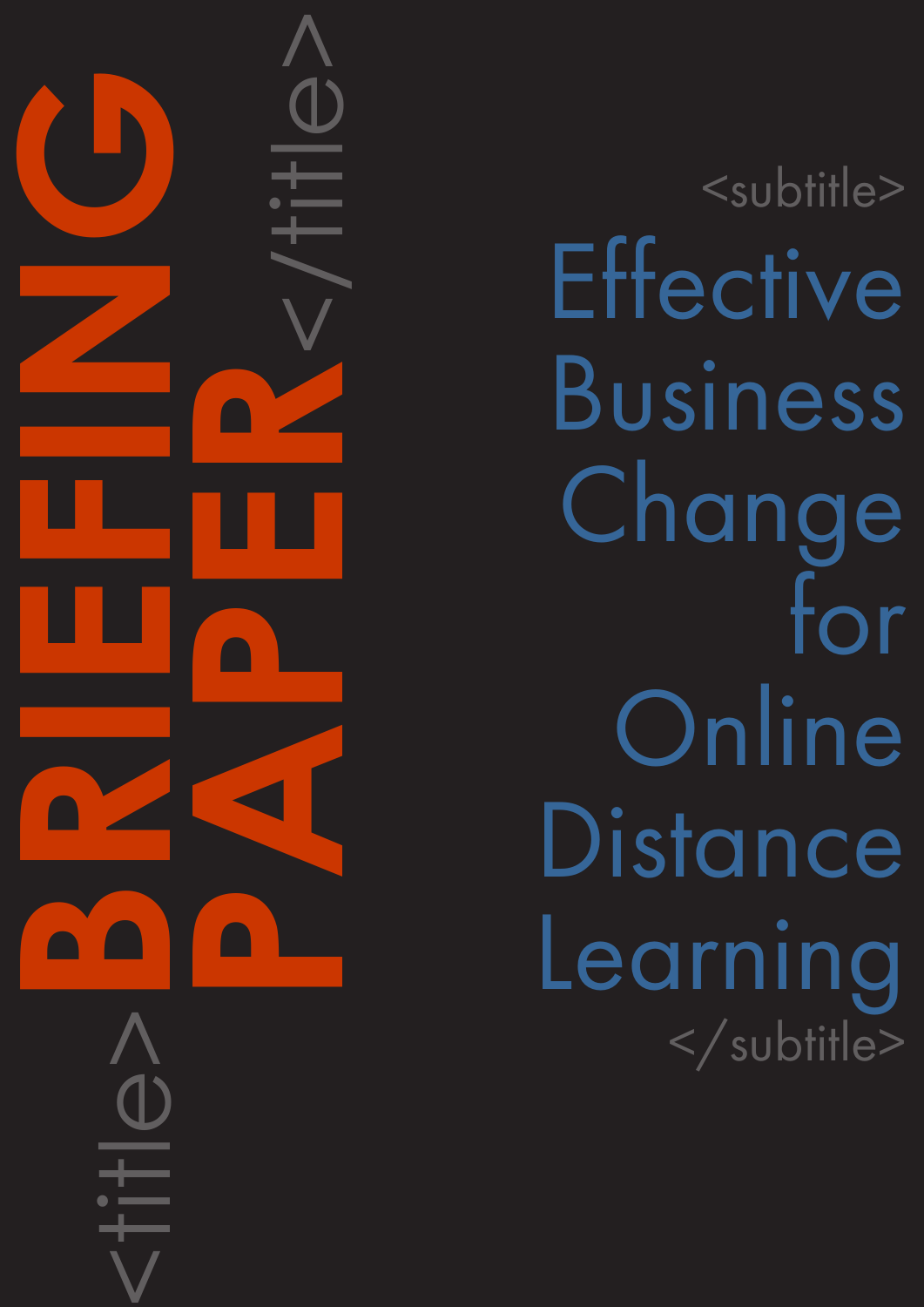<title>

# BRIEFING PAPER

</title>

<subtitle>

## Effective Business Change for Online Distance Learning

</subtitle>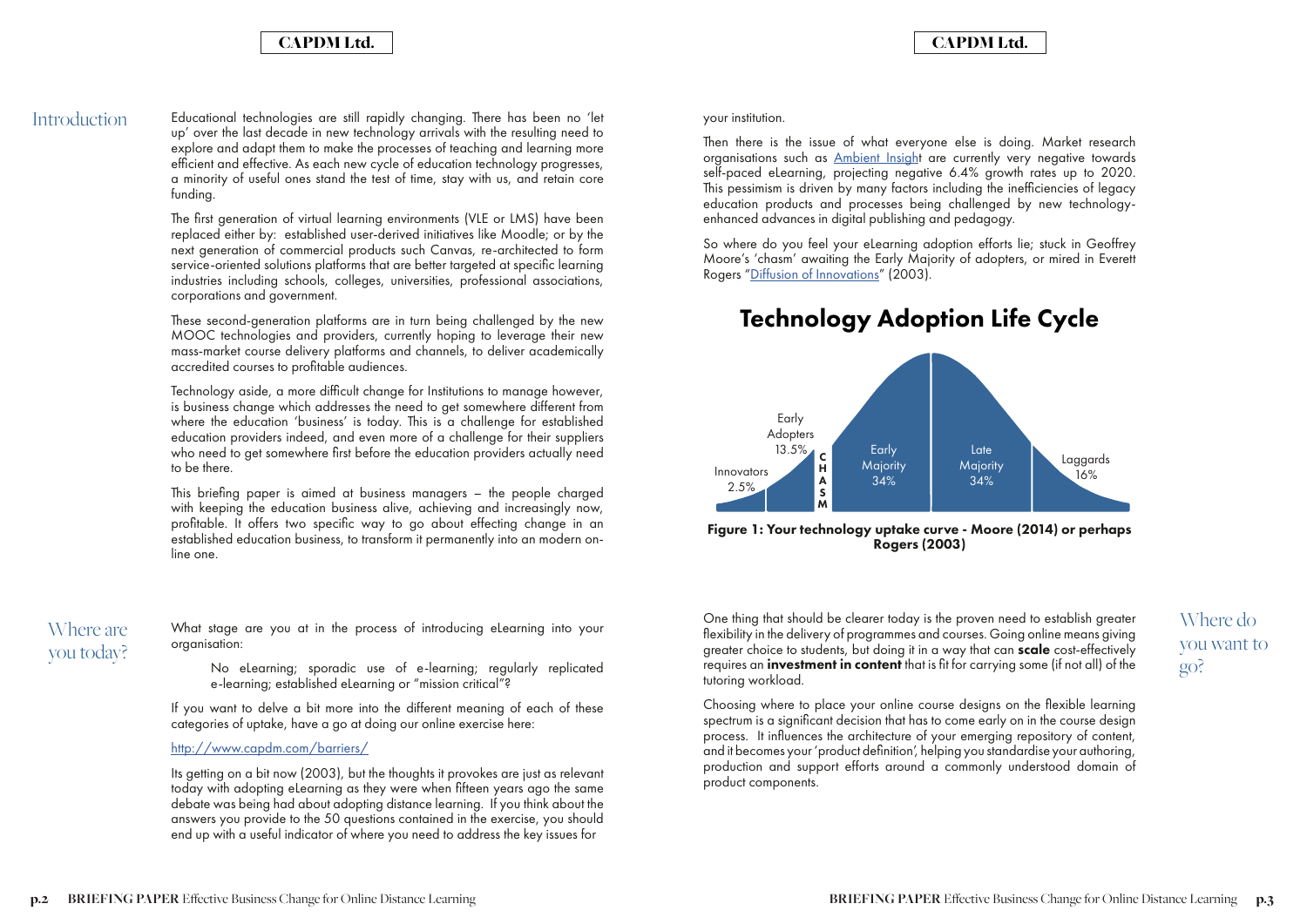## Introduction

Educational technologies are still rapidly changing. There has been no 'let up' over the last decade in new technology arrivals with the resulting need to explore and adapt them to make the processes of teaching and learning more efficient and effective. As each new cycle of education technology progresses, a minority of useful ones stand the test of time, stay with us, and retain core funding.

The first generation of virtual learning environments (VLE or LMS) have been replaced either by: established user-derived initiatives like Moodle; or by the next generation of commercial products such Canvas, re-architected to form service-oriented solutions platforms that are better targeted at specific learning industries including schools, colleges, universities, professional associations, corporations and government.

These second-generation platforms are in turn being challenged by the new MOOC technologies and providers, currently hoping to leverage their new mass-market course delivery platforms and channels, to deliver academically accredited courses to profitable audiences.

Technology aside, a more difficult change for Institutions to manage however, is business change which addresses the need to get somewhere different from where the education 'business' is today. This is a challenge for established education providers indeed, and even more of a challenge for their suppliers who need to get somewhere first before the education providers actually need to be there.

This briefing paper is aimed at business managers – the people charged with keeping the education business alive, achieving and increasingly now, profitable. It offers two specific way to go about effecting change in an established education business, to transform it permanently into an modern on-line one.

## Where are you today?

What stage are you at in the process of introducing eLearning into your organisation:

> No eLearning; sporadic use of e-learning; regularly replicated e-learning; established eLearning or "mission critical"?

If you want to delve a bit more into the different meaning of each of these categories of uptake, have a go at doing our online exercise here:

[http://www.capdm.com/barriers/](http://www.capdm.com/barriers/)

Its getting on a bit now (2003), but the thoughts it provokes are just as relevant today with adopting eLearning as they were when fifteen years ago the same debate was being had about adopting distance learning. If you think about the answers you provide to the 50 questions contained in the exercise, you should end up with a useful indicator of where you need to address the key issues for your institution.

Then there is the issue of what everyone else is doing. Market research organisations such as [Ambient Insight]() are currently very negative towards self-paced eLearning, projecting negative 6.4% growth rates up to 2020. This pessimism is driven by many factors including the inefficiencies of legacy education products and processes being challenged by new technology-enhanced advances in digital publishing and pedagogy.

So where do you feel your eLearning adoption efforts lie; stuck in Geoffrey Moore's 'chasm' awaiting the Early Majority of adopters, or mired in Everett Rogers "[Diffusion of Innovations]()" (2003).

**Technology Adoption Life Cycle**

Innovators 2.5% | Early Adopters 13.5% | CHASM | Early Majority 34% | Late Majority 34% | Laggards 16%

**Figure 1: Your technology uptake curve - Moore (2014) or perhaps Rogers (2003)**

## Where do you want to go?

One thing that should be clearer today is the proven need to establish greater flexibility in the delivery of programmes and courses. Going online means giving greater choice to students, but doing it in a way that can **scale** cost-effectively requires an **investment in content** that is fit for carrying some (if not all) of the tutoring workload.

Choosing where to place your online course designs on the flexible learning spectrum is a significant decision that has to come early on in the course design process. It influences the architecture of your emerging repository of content, and it becomes your 'product definition', helping you standardise your authoring, production and support efforts around a commonly understood domain of product components.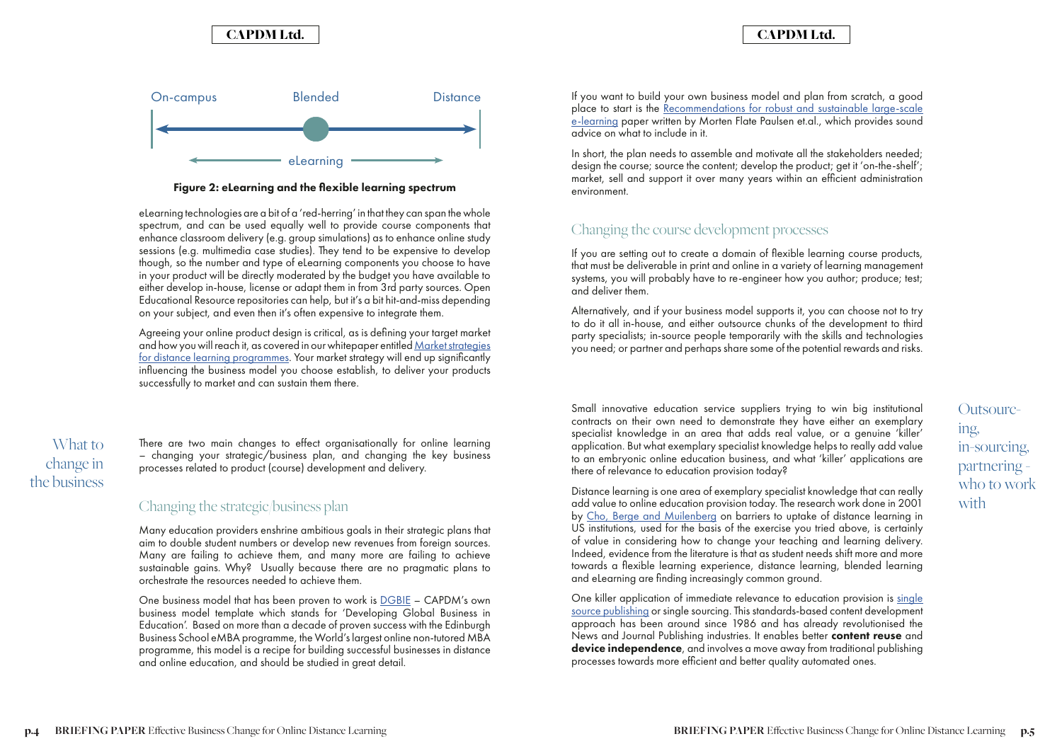On-campus — Blended — Distance

eLearning

**Figure 2: eLearning and the flexible learning spectrum**

eLearning technologies are a bit of a 'red-herring' in that they can span the whole spectrum, and can be used equally well to provide course components that enhance classroom delivery (e.g. group simulations) as to enhance online study sessions (e.g. multimedia case studies). They tend to be expensive to develop though, so the number and type of eLearning components you choose to have in your product will be directly moderated by the budget you have available to either develop in-house, license or adapt them in from 3rd party sources. Open Educational Resource repositories can help, but it's a bit hit-and-miss depending on your subject, and even then it's often expensive to integrate them.

Agreeing your online product design is critical, as is defining your target market and how you will reach it, as covered in our whitepaper entitled Market strategies for distance learning programmes. Your market strategy will end up significantly influencing the business model you choose establish, to deliver your products successfully to market and can sustain them there.

## What to change in the business

There are two main changes to effect organisationally for online learning – changing your strategic/business plan, and changing the key business processes related to product (course) development and delivery.

### Changing the strategic/business plan

Many education providers enshrine ambitious goals in their strategic plans that aim to double student numbers or develop new revenues from foreign sources. Many are failing to achieve them, and many more are failing to achieve sustainable gains. Why? Usually because there are no pragmatic plans to orchestrate the resources needed to achieve them.

One business model that has been proven to work is DGBIE – CAPDM's own business model template which stands for 'Developing Global Business in Education'. Based on more than a decade of proven success with the Edinburgh Business School eMBA programme, the World's largest online non-tutored MBA programme, this model is a recipe for building successful businesses in distance and online education, and should be studied in great detail.

If you want to build your own business model and plan from scratch, a good place to start is the Recommendations for robust and sustainable large-scale e-learning paper written by Morten Flate Paulsen et.al., which provides sound advice on what to include in it.

In short, the plan needs to assemble and motivate all the stakeholders needed; design the course; source the content; develop the product; get it 'on-the-shelf'; market, sell and support it over many years within an efficient administration environment.

### Changing the course development processes

If you are setting out to create a domain of flexible learning course products, that must be deliverable in print and online in a variety of learning management systems, you will probably have to re-engineer how you author; produce; test; and deliver them.

Alternatively, and if your business model supports it, you can choose not to try to do it all in-house, and either outsource chunks of the development to third party specialists; in-source people temporarily with the skills and technologies you need; or partner and perhaps share some of the potential rewards and risks.

## Outsourcing, in-sourcing, partnering - who to work with

Small innovative education service suppliers trying to win big institutional contracts on their own need to demonstrate they have either an exemplary specialist knowledge in an area that adds real value, or a genuine 'killer' application. But what exemplary specialist knowledge helps to really add value to an embryonic online education business, and what 'killer' applications are there of relevance to education provision today?

Distance learning is one area of exemplary specialist knowledge that can really add value to online education provision today. The research work done in 2001 by Cho, Berge and Muilenberg on barriers to uptake of distance learning in US institutions, used for the basis of the exercise you tried above, is certainly of value in considering how to change your teaching and learning delivery. Indeed, evidence from the literature is that as student needs shift more and more towards a flexible learning experience, distance learning, blended learning and eLearning are finding increasingly common ground.

One killer application of immediate relevance to education provision is single source publishing or single sourcing. This standards-based content development approach has been around since 1986 and has already revolutionised the News and Journal Publishing industries. It enables better **content reuse** and **device independence**, and involves a move away from traditional publishing processes towards more efficient and better quality automated ones.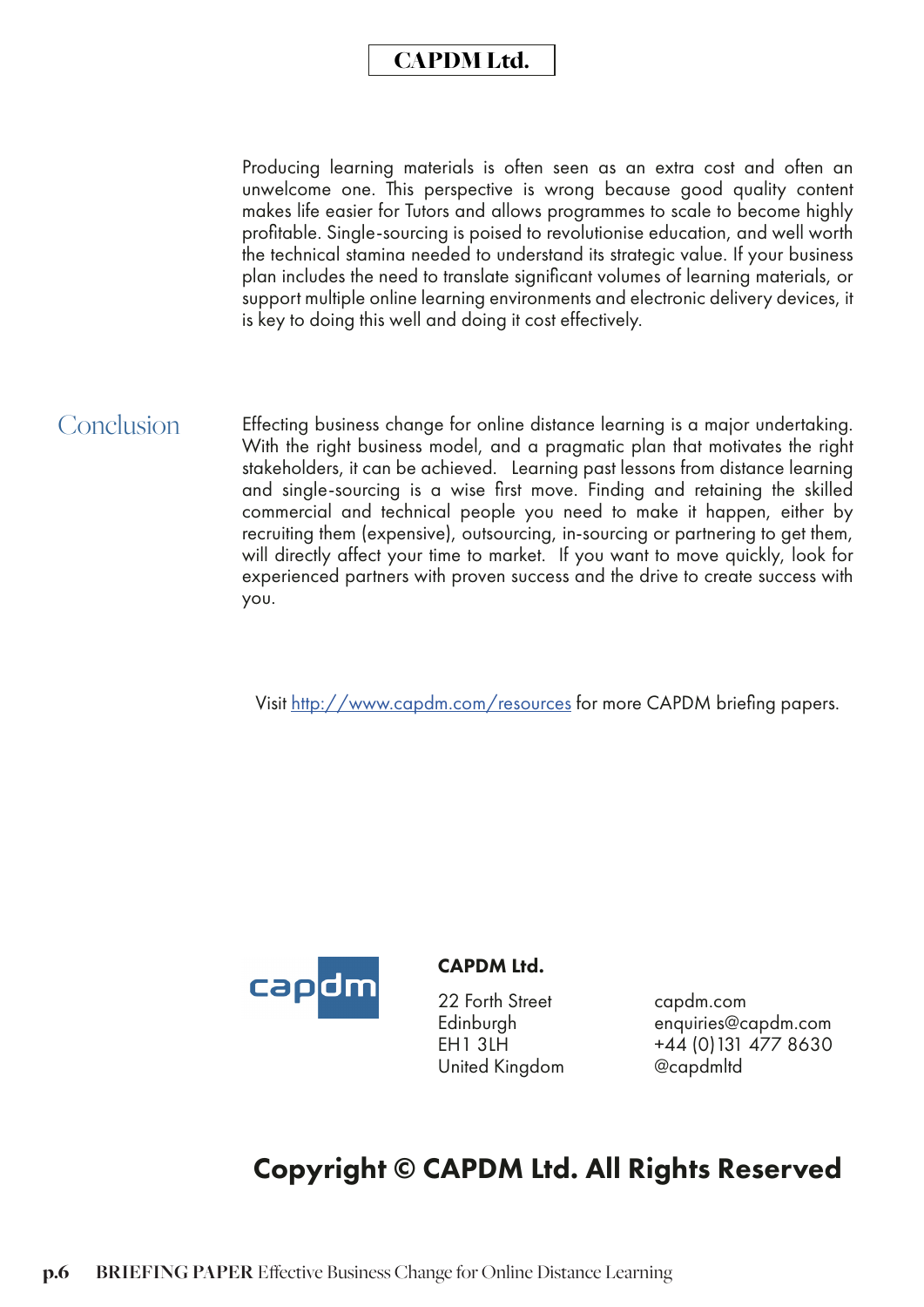Producing learning materials is often seen as an extra cost and often an unwelcome one. This perspective is wrong because good quality content makes life easier for Tutors and allows programmes to scale to become highly profitable. Single-sourcing is poised to revolutionise education, and well worth the technical stamina needed to understand its strategic value. If your business plan includes the need to translate significant volumes of learning materials, or support multiple online learning environments and electronic delivery devices, it is key to doing this well and doing it cost effectively.

## Conclusion

Effecting business change for online distance learning is a major undertaking. With the right business model, and a pragmatic plan that motivates the right stakeholders, it can be achieved. Learning past lessons from distance learning and single-sourcing is a wise first move. Finding and retaining the skilled commercial and technical people you need to make it happen, either by recruiting them (expensive), outsourcing, in-sourcing or partnering to get them, will directly affect your time to market. If you want to move quickly, look for experienced partners with proven success and the drive to create success with you.

Visit [http://www.capdm.com/resources](http://www.capdm.com/resources) for more CAPDM briefing papers.

capdm

**CAPDM Ltd.**

22 Forth Street
Edinburgh
EH1 3LH
United Kingdom

capdm.com
enquiries@capdm.com
+44 (0)131 477 8630
@capdmltd

**Copyright © CAPDM Ltd. All Rights Reserved**